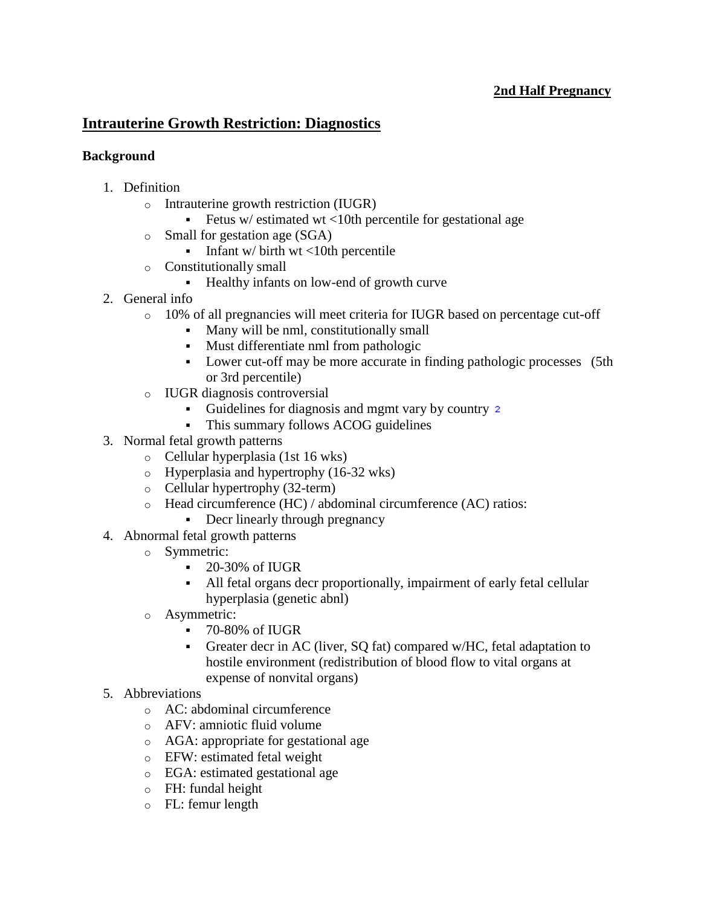**2nd Half Pregnancy**

# Intrauterine Growth Restriction: Diagnostics

## Background

1. Definition
   - Intrauterine growth restriction (IUGR)
     - Fetus w/ estimated wt <10th percentile for gestational age
   - Small for gestation age (SGA)
     - Infant w/ birth wt <10th percentile
   - Constitutionally small
     - Healthy infants on low-end of growth curve
2. General info
   - 10% of all pregnancies will meet criteria for IUGR based on percentage cut-off
     - Many will be nml, constitutionally small
     - Must differentiate nml from pathologic
     - Lower cut-off may be more accurate in finding pathologic processes (5th or 3rd percentile)
   - IUGR diagnosis controversial
     - Guidelines for diagnosis and mgmt vary by country [2]
     - This summary follows ACOG guidelines
3. Normal fetal growth patterns
   - Cellular hyperplasia (1st 16 wks)
   - Hyperplasia and hypertrophy (16-32 wks)
   - Cellular hypertrophy (32-term)
   - Head circumference (HC) / abdominal circumference (AC) ratios:
     - Decr linearly through pregnancy
4. Abnormal fetal growth patterns
   - Symmetric:
     - 20-30% of IUGR
     - All fetal organs decr proportionally, impairment of early fetal cellular hyperplasia (genetic abnl)
   - Asymmetric:
     - 70-80% of IUGR
     - Greater decr in AC (liver, SQ fat) compared w/HC, fetal adaptation to hostile environment (redistribution of blood flow to vital organs at expense of nonvital organs)
5. Abbreviations
   - AC: abdominal circumference
   - AFV: amniotic fluid volume
   - AGA: appropriate for gestational age
   - EFW: estimated fetal weight
   - EGA: estimated gestational age
   - FH: fundal height
   - FL: femur length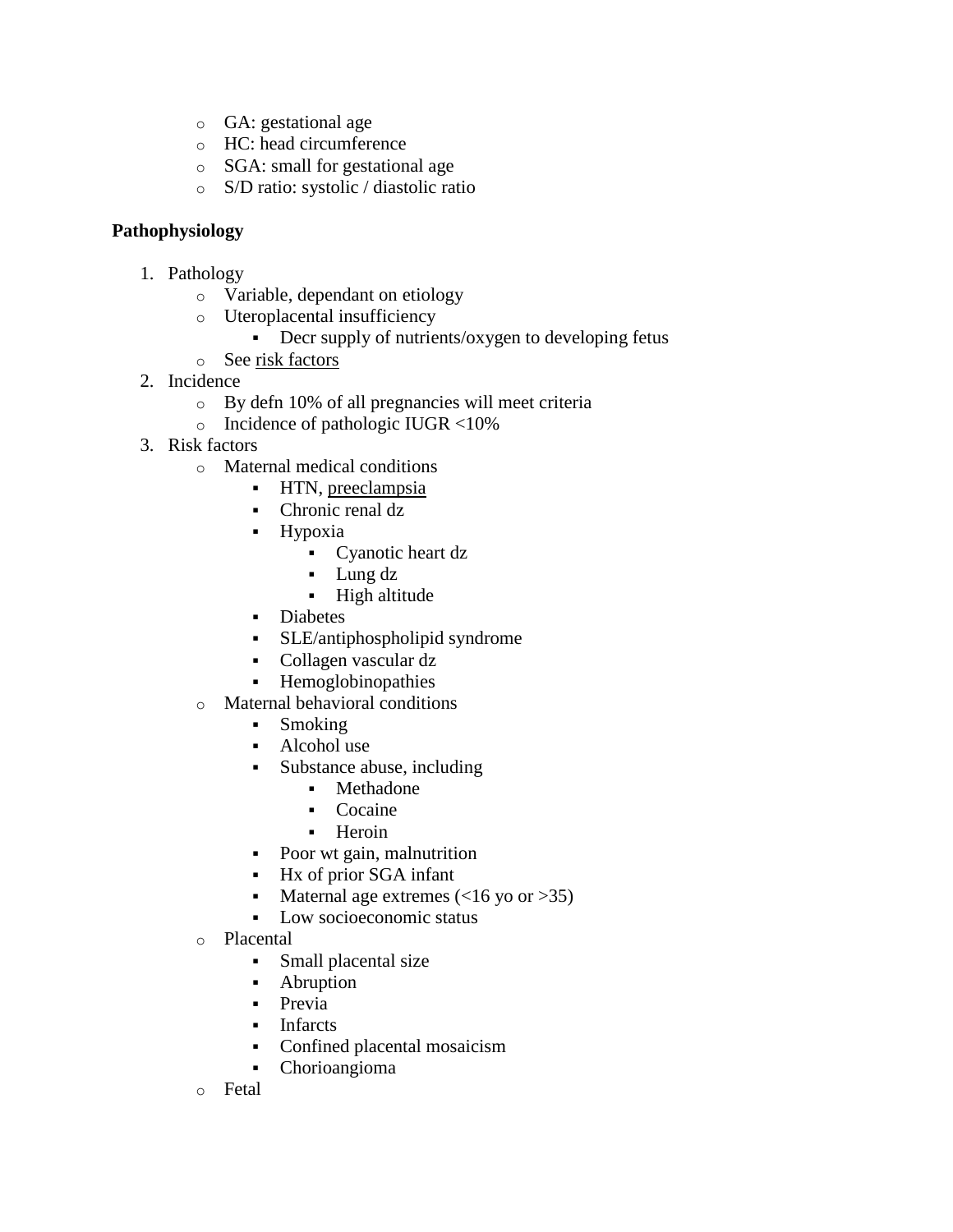- GA: gestational age
- HC: head circumference
- SGA: small for gestational age
- S/D ratio: systolic / diastolic ratio

**Pathophysiology**

1. Pathology
    - Variable, dependant on etiology
    - Uteroplacental insufficiency
        - Decr supply of nutrients/oxygen to developing fetus
    - See risk factors
2. Incidence
    - By defn 10% of all pregnancies will meet criteria
    - Incidence of pathologic IUGR <10%
3. Risk factors
    - Maternal medical conditions
        - HTN, preeclampsia
        - Chronic renal dz
        - Hypoxia
            - Cyanotic heart dz
            - Lung dz
            - High altitude
        - Diabetes
        - SLE/antiphospholipid syndrome
        - Collagen vascular dz
        - Hemoglobinopathies
    - Maternal behavioral conditions
        - Smoking
        - Alcohol use
        - Substance abuse, including
            - Methadone
            - Cocaine
            - Heroin
        - Poor wt gain, malnutrition
        - Hx of prior SGA infant
        - Maternal age extremes (<16 yo or >35)
        - Low socioeconomic status
    - Placental
        - Small placental size
        - Abruption
        - Previa
        - Infarcts
        - Confined placental mosaicism
        - Chorioangioma
    - Fetal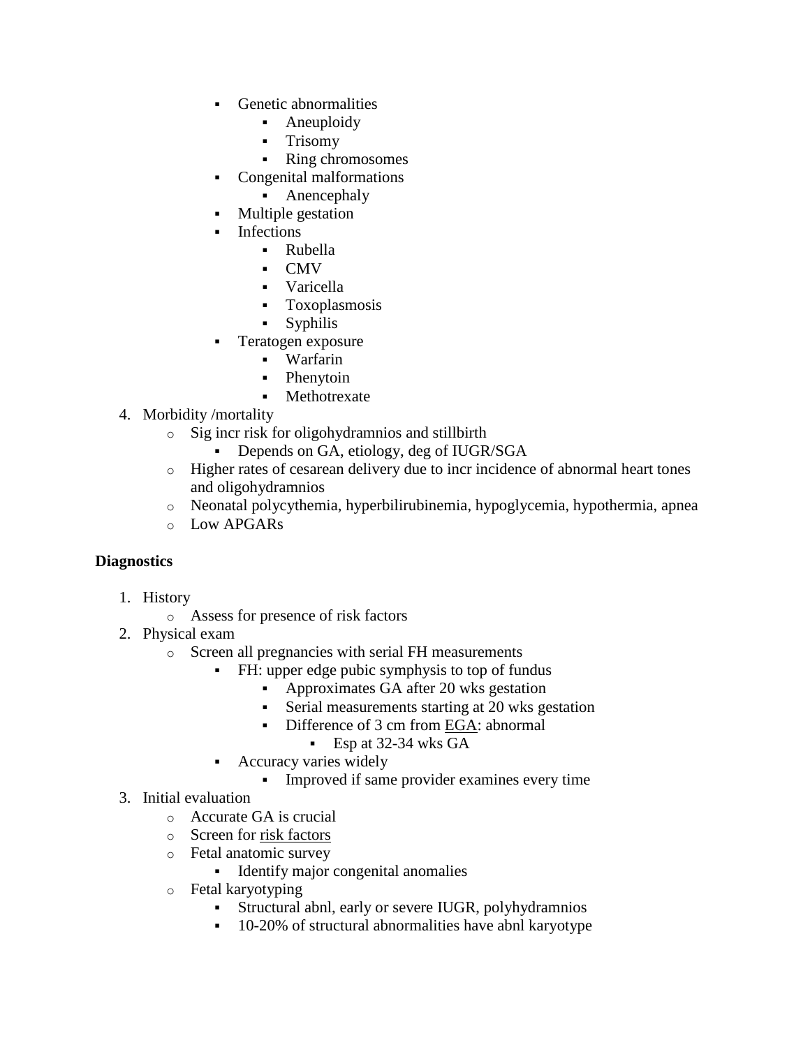- Genetic abnormalities
  - Aneuploidy
  - Trisomy
  - Ring chromosomes
- Congenital malformations
  - Anencephaly
- Multiple gestation
- Infections
  - Rubella
  - CMV
  - Varicella
  - Toxoplasmosis
  - Syphilis
- Teratogen exposure
  - Warfarin
  - Phenytoin
  - Methotrexate

4. Morbidity /mortality
   - Sig incr risk for oligohydramnios and stillbirth
     - Depends on GA, etiology, deg of IUGR/SGA
   - Higher rates of cesarean delivery due to incr incidence of abnormal heart tones and oligohydramnios
   - Neonatal polycythemia, hyperbilirubinemia, hypoglycemia, hypothermia, apnea
   - Low APGARs

**Diagnostics**

1. History
   - Assess for presence of risk factors
2. Physical exam
   - Screen all pregnancies with serial FH measurements
     - FH: upper edge pubic symphysis to top of fundus
       - Approximates GA after 20 wks gestation
       - Serial measurements starting at 20 wks gestation
       - Difference of 3 cm from EGA: abnormal
         - Esp at 32-34 wks GA
     - Accuracy varies widely
       - Improved if same provider examines every time
3. Initial evaluation
   - Accurate GA is crucial
   - Screen for risk factors
   - Fetal anatomic survey
     - Identify major congenital anomalies
   - Fetal karyotyping
     - Structural abnl, early or severe IUGR, polyhydramnios
     - 10-20% of structural abnormalities have abnl karyotype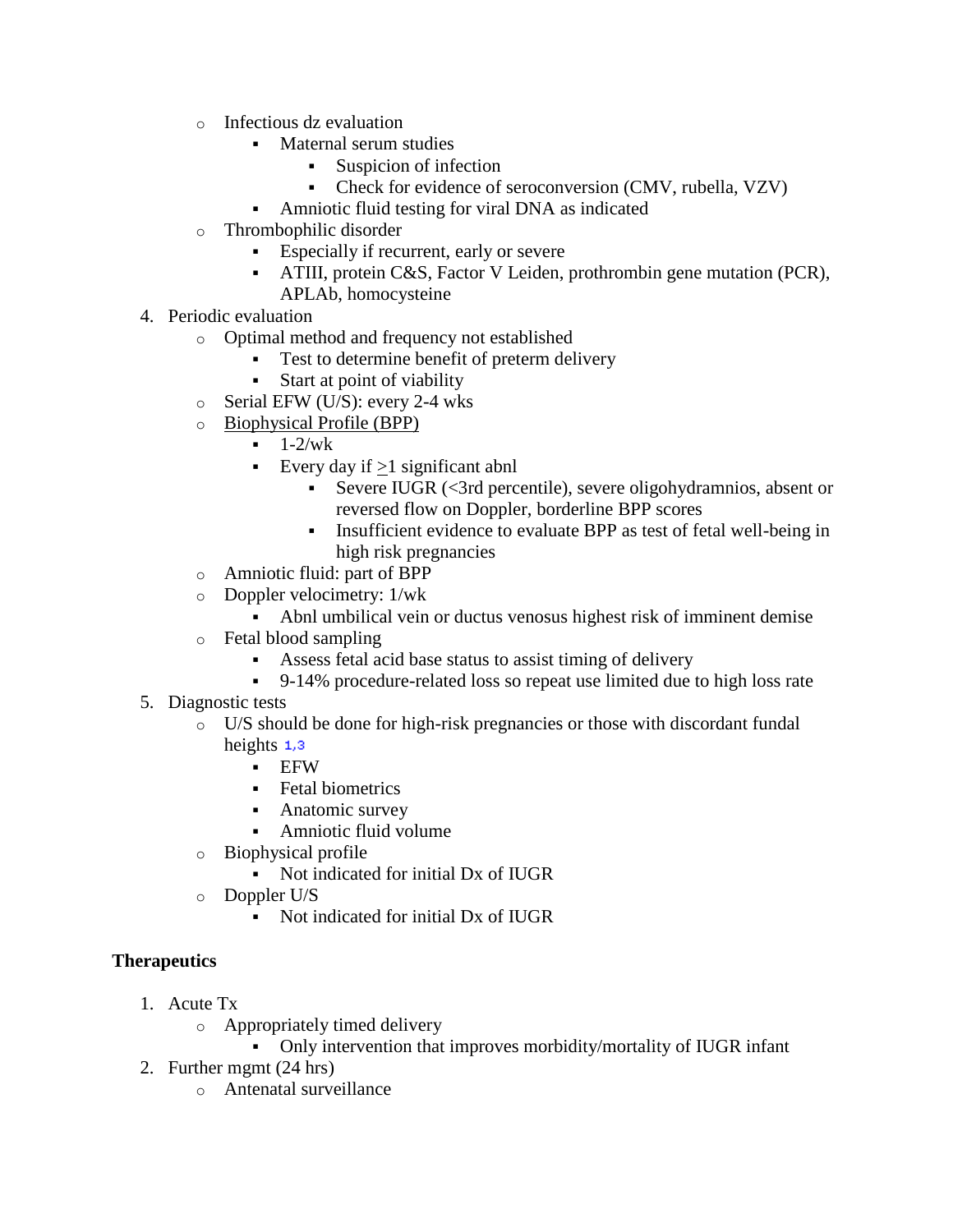- Infectious dz evaluation
  - Maternal serum studies
    - Suspicion of infection
    - Check for evidence of seroconversion (CMV, rubella, VZV)
  - Amniotic fluid testing for viral DNA as indicated
- Thrombophilic disorder
  - Especially if recurrent, early or severe
  - ATIII, protein C&S, Factor V Leiden, prothrombin gene mutation (PCR), APLAb, homocysteine

4. Periodic evaluation
   - Optimal method and frequency not established
     - Test to determine benefit of preterm delivery
     - Start at point of viability
   - Serial EFW (U/S): every 2-4 wks
   - Biophysical Profile (BPP)
     - 1-2/wk
     - Every day if ≥1 significant abnl
       - Severe IUGR (<3rd percentile), severe oligohydramnios, absent or reversed flow on Doppler, borderline BPP scores
       - Insufficient evidence to evaluate BPP as test of fetal well-being in high risk pregnancies
   - Amniotic fluid: part of BPP
   - Doppler velocimetry: 1/wk
     - Abnl umbilical vein or ductus venosus highest risk of imminent demise
   - Fetal blood sampling
     - Assess fetal acid base status to assist timing of delivery
     - 9-14% procedure-related loss so repeat use limited due to high loss rate
5. Diagnostic tests
   - U/S should be done for high-risk pregnancies or those with discordant fundal heights [1,3]
     - EFW
     - Fetal biometrics
     - Anatomic survey
     - Amniotic fluid volume
   - Biophysical profile
     - Not indicated for initial Dx of IUGR
   - Doppler U/S
     - Not indicated for initial Dx of IUGR

**Therapeutics**

1. Acute Tx
   - Appropriately timed delivery
     - Only intervention that improves morbidity/mortality of IUGR infant
2. Further mgmt (24 hrs)
   - Antenatal surveillance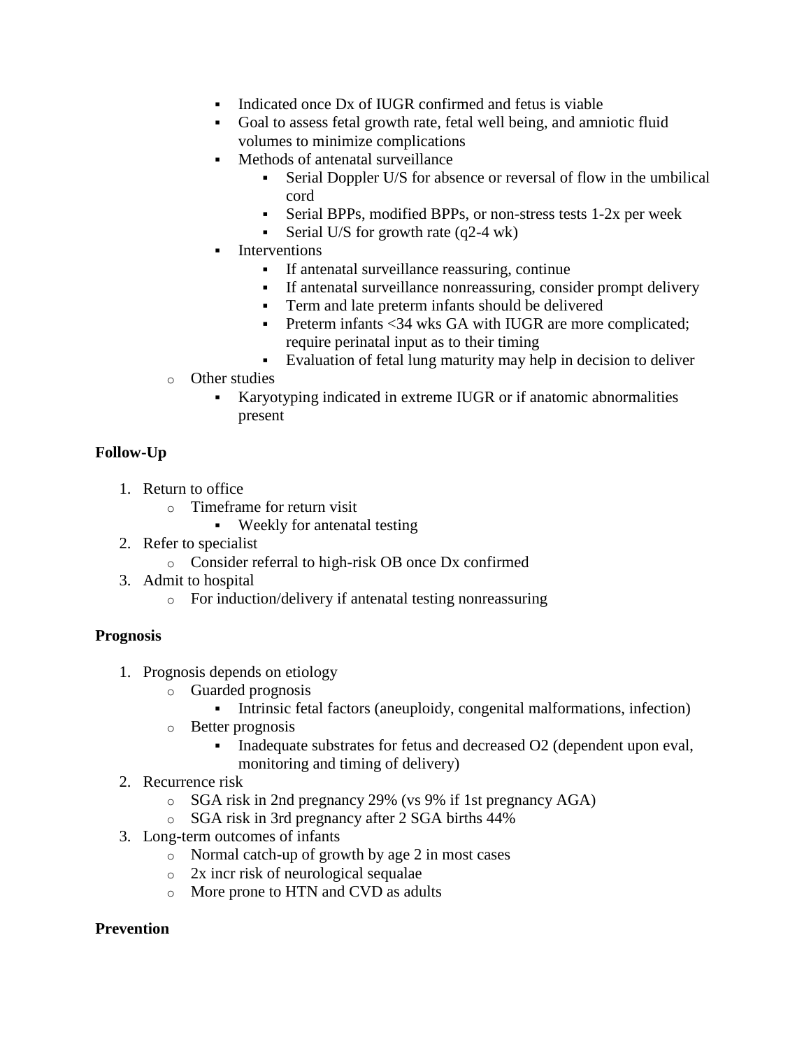- Indicated once Dx of IUGR confirmed and fetus is viable
        - Goal to assess fetal growth rate, fetal well being, and amniotic fluid volumes to minimize complications
        - Methods of antenatal surveillance
            - Serial Doppler U/S for absence or reversal of flow in the umbilical cord
            - Serial BPPs, modified BPPs, or non-stress tests 1-2x per week
            - Serial U/S for growth rate (q2-4 wk)
        - Interventions
            - If antenatal surveillance reassuring, continue
            - If antenatal surveillance nonreassuring, consider prompt delivery
            - Term and late preterm infants should be delivered
            - Preterm infants <34 wks GA with IUGR are more complicated; require perinatal input as to their timing
            - Evaluation of fetal lung maturity may help in decision to deliver
    - Other studies
        - Karyotyping indicated in extreme IUGR or if anatomic abnormalities present

**Follow-Up**

1. Return to office
    - Timeframe for return visit
        - Weekly for antenatal testing
2. Refer to specialist
    - Consider referral to high-risk OB once Dx confirmed
3. Admit to hospital
    - For induction/delivery if antenatal testing nonreassuring

**Prognosis**

1. Prognosis depends on etiology
    - Guarded prognosis
        - Intrinsic fetal factors (aneuploidy, congenital malformations, infection)
    - Better prognosis
        - Inadequate substrates for fetus and decreased O2 (dependent upon eval, monitoring and timing of delivery)
2. Recurrence risk
    - SGA risk in 2nd pregnancy 29% (vs 9% if 1st pregnancy AGA)
    - SGA risk in 3rd pregnancy after 2 SGA births 44%
3. Long-term outcomes of infants
    - Normal catch-up of growth by age 2 in most cases
    - 2x incr risk of neurological sequalae
    - More prone to HTN and CVD as adults

**Prevention**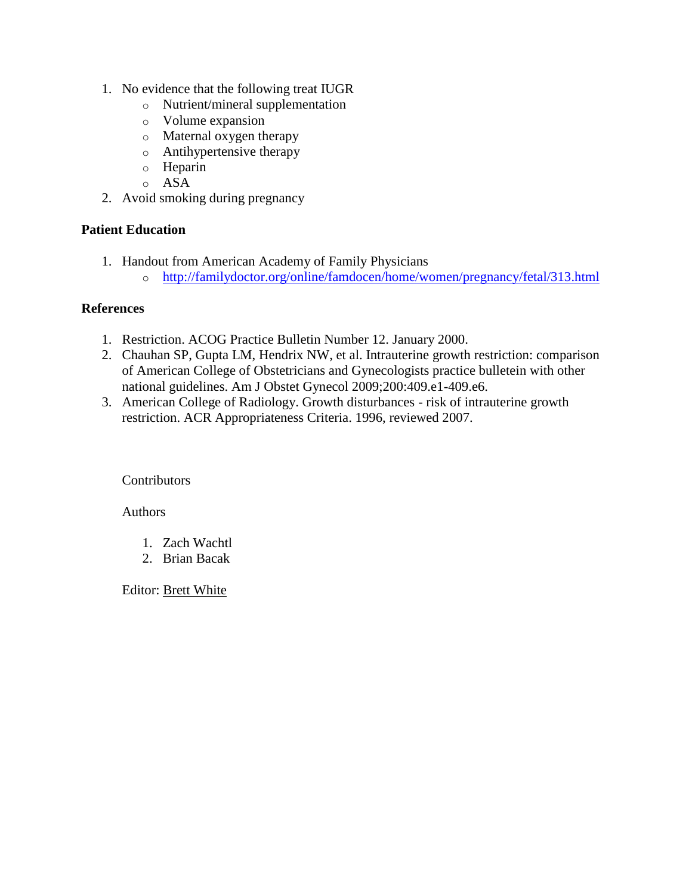1. No evidence that the following treat IUGR
   - Nutrient/mineral supplementation
   - Volume expansion
   - Maternal oxygen therapy
   - Antihypertensive therapy
   - Heparin
   - ASA
2. Avoid smoking during pregnancy

**Patient Education**

1. Handout from American Academy of Family Physicians
   - [http://familydoctor.org/online/famdocen/home/women/pregnancy/fetal/313.html](http://familydoctor.org/online/famdocen/home/women/pregnancy/fetal/313.html)

**References**

1. Restriction. ACOG Practice Bulletin Number 12. January 2000.
2. Chauhan SP, Gupta LM, Hendrix NW, et al. Intrauterine growth restriction: comparison of American College of Obstetricians and Gynecologists practice bulletein with other national guidelines. Am J Obstet Gynecol 2009;200:409.e1-409.e6.
3. American College of Radiology. Growth disturbances - risk of intrauterine growth restriction. ACR Appropriateness Criteria. 1996, reviewed 2007.

Contributors

Authors

1. Zach Wachtl
2. Brian Bacak

Editor: Brett White